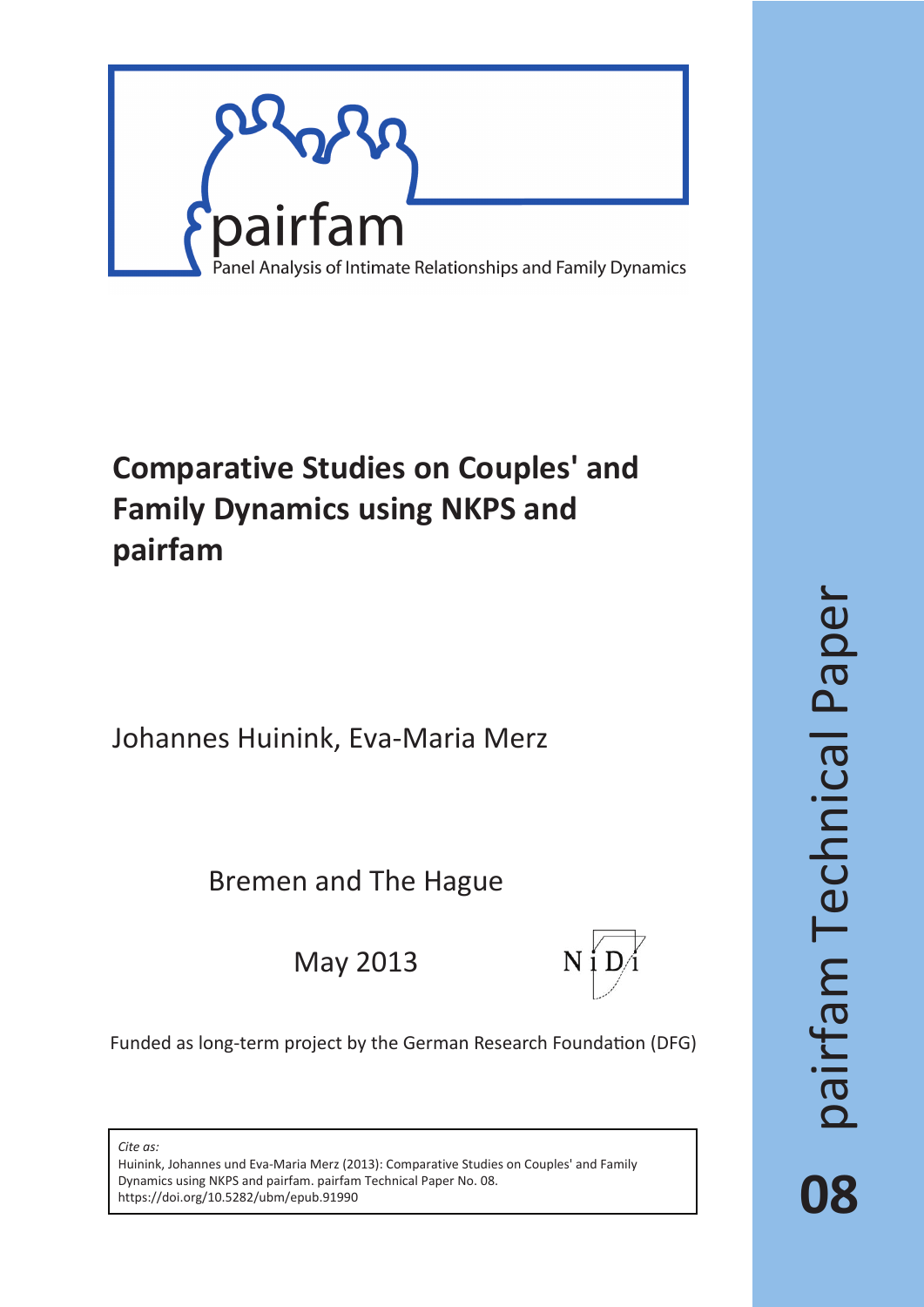pairfam

Panel Analysis of Intimate Relationships and Family Dynamics

# Comparative Studies on Couples' and Family Dynamics using NKPS and pairfam

Johannes Huinink, Eva-Maria Merz

Bremen and The Hague

May 2013

NiDi

Funded as long-term project by the German Research Foundation (DFG)

*Cite as:*
Huinink, Johannes und Eva-Maria Merz (2013): Comparative Studies on Couples' and Family Dynamics using NKPS and pairfam. pairfam Technical Paper No. 08.
https://doi.org/10.5282/ubm/epub.91990

pairfam Technical Paper

08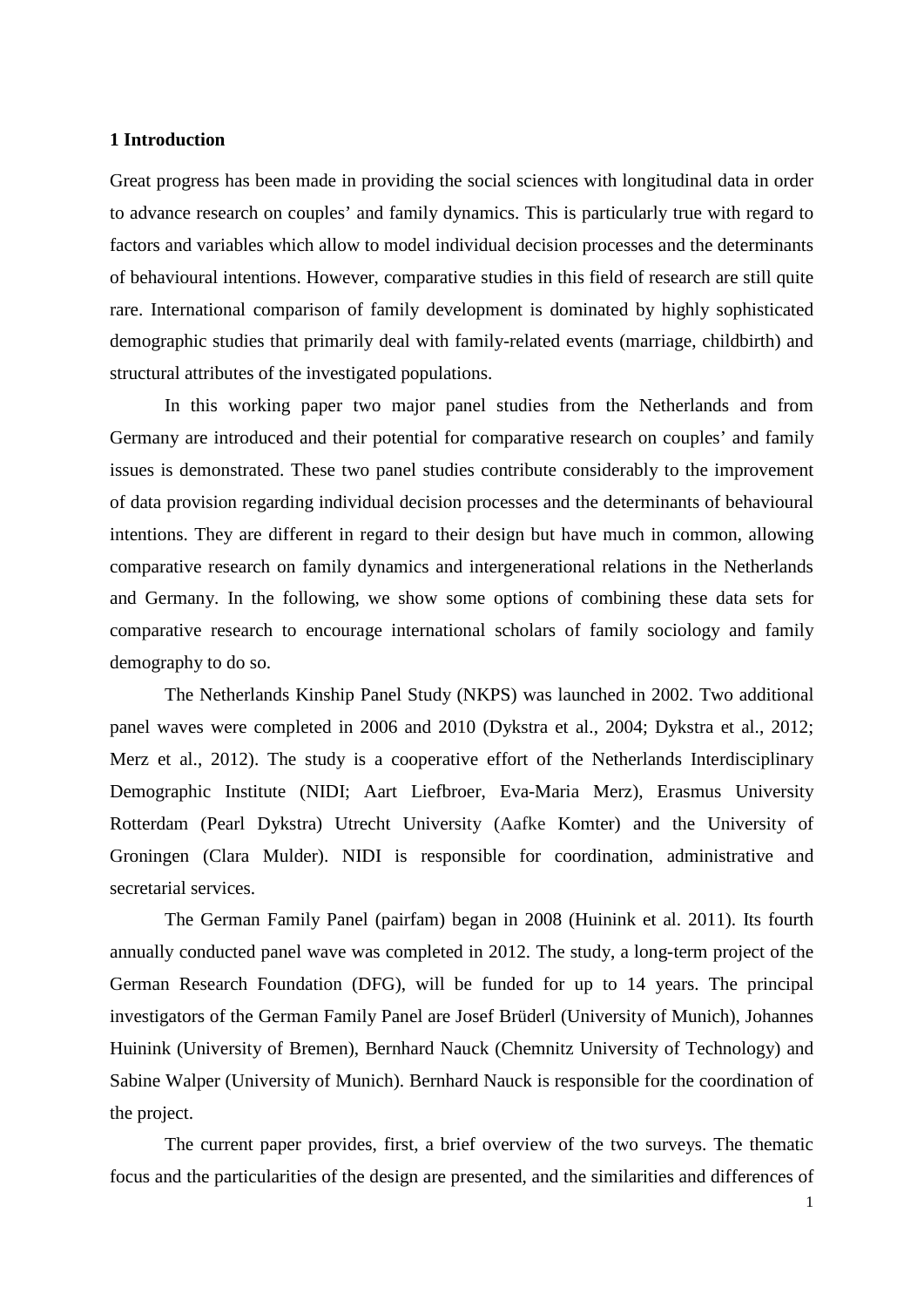## 1 Introduction

Great progress has been made in providing the social sciences with longitudinal data in order to advance research on couples' and family dynamics. This is particularly true with regard to factors and variables which allow to model individual decision processes and the determinants of behavioural intentions. However, comparative studies in this field of research are still quite rare. International comparison of family development is dominated by highly sophisticated demographic studies that primarily deal with family-related events (marriage, childbirth) and structural attributes of the investigated populations.

In this working paper two major panel studies from the Netherlands and from Germany are introduced and their potential for comparative research on couples' and family issues is demonstrated. These two panel studies contribute considerably to the improvement of data provision regarding individual decision processes and the determinants of behavioural intentions. They are different in regard to their design but have much in common, allowing comparative research on family dynamics and intergenerational relations in the Netherlands and Germany. In the following, we show some options of combining these data sets for comparative research to encourage international scholars of family sociology and family demography to do so.

The Netherlands Kinship Panel Study (NKPS) was launched in 2002. Two additional panel waves were completed in 2006 and 2010 (Dykstra et al., 2004; Dykstra et al., 2012; Merz et al., 2012). The study is a cooperative effort of the Netherlands Interdisciplinary Demographic Institute (NIDI; Aart Liefbroer, Eva-Maria Merz), Erasmus University Rotterdam (Pearl Dykstra) Utrecht University (Aafke Komter) and the University of Groningen (Clara Mulder). NIDI is responsible for coordination, administrative and secretarial services.

The German Family Panel (pairfam) began in 2008 (Huinink et al. 2011). Its fourth annually conducted panel wave was completed in 2012. The study, a long-term project of the German Research Foundation (DFG), will be funded for up to 14 years. The principal investigators of the German Family Panel are Josef Brüderl (University of Munich), Johannes Huinink (University of Bremen), Bernhard Nauck (Chemnitz University of Technology) and Sabine Walper (University of Munich). Bernhard Nauck is responsible for the coordination of the project.

The current paper provides, first, a brief overview of the two surveys. The thematic focus and the particularities of the design are presented, and the similarities and differences of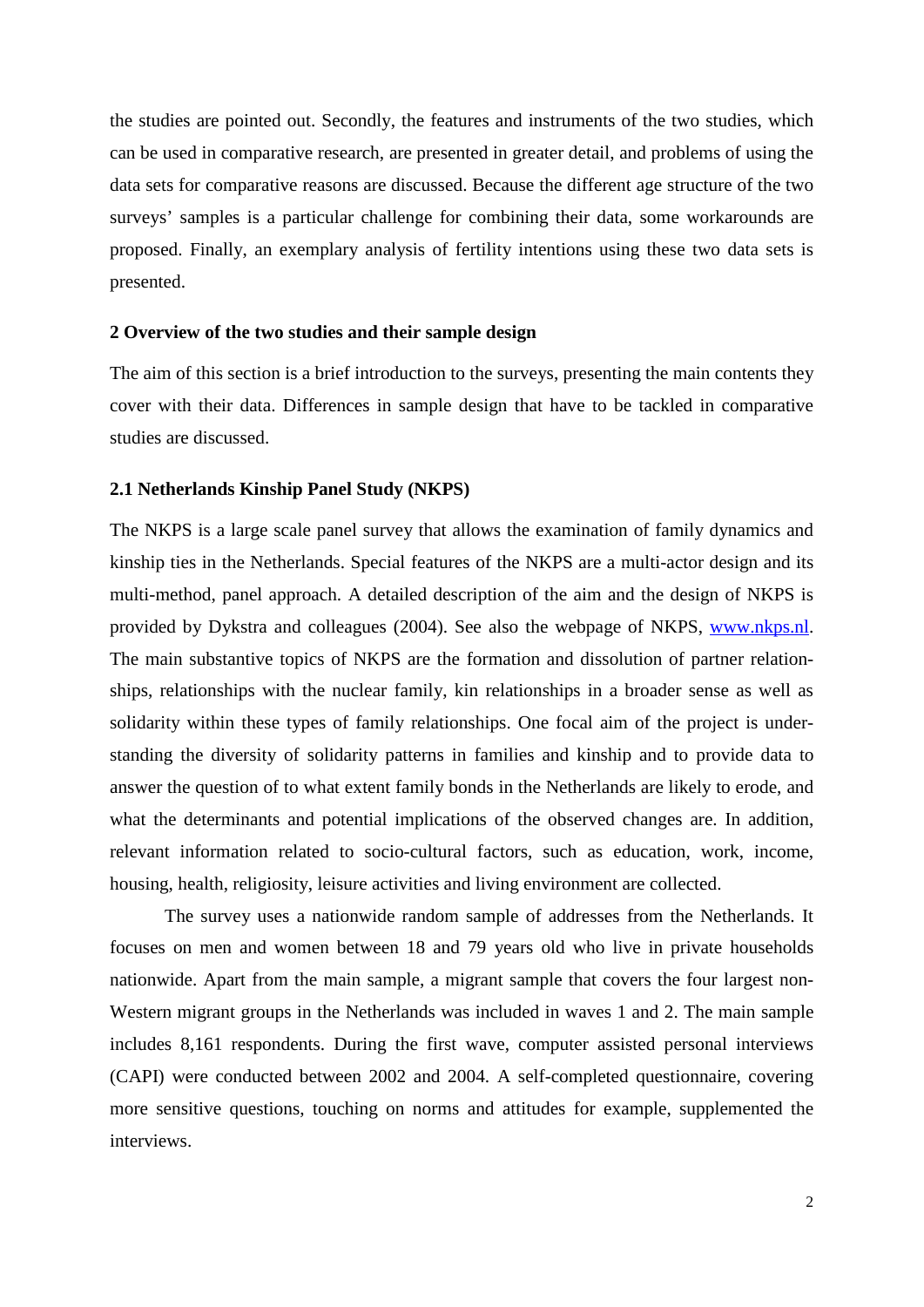the studies are pointed out. Secondly, the features and instruments of the two studies, which can be used in comparative research, are presented in greater detail, and problems of using the data sets for comparative reasons are discussed. Because the different age structure of the two surveys' samples is a particular challenge for combining their data, some workarounds are proposed. Finally, an exemplary analysis of fertility intentions using these two data sets is presented.

## 2 Overview of the two studies and their sample design

The aim of this section is a brief introduction to the surveys, presenting the main contents they cover with their data. Differences in sample design that have to be tackled in comparative studies are discussed.

### 2.1 Netherlands Kinship Panel Study (NKPS)

The NKPS is a large scale panel survey that allows the examination of family dynamics and kinship ties in the Netherlands. Special features of the NKPS are a multi-actor design and its multi-method, panel approach. A detailed description of the aim and the design of NKPS is provided by Dykstra and colleagues (2004). See also the webpage of NKPS, www.nkps.nl. The main substantive topics of NKPS are the formation and dissolution of partner relationships, relationships with the nuclear family, kin relationships in a broader sense as well as solidarity within these types of family relationships. One focal aim of the project is understanding the diversity of solidarity patterns in families and kinship and to provide data to answer the question of to what extent family bonds in the Netherlands are likely to erode, and what the determinants and potential implications of the observed changes are. In addition, relevant information related to socio-cultural factors, such as education, work, income, housing, health, religiosity, leisure activities and living environment are collected.

The survey uses a nationwide random sample of addresses from the Netherlands. It focuses on men and women between 18 and 79 years old who live in private households nationwide. Apart from the main sample, a migrant sample that covers the four largest non-Western migrant groups in the Netherlands was included in waves 1 and 2. The main sample includes 8,161 respondents. During the first wave, computer assisted personal interviews (CAPI) were conducted between 2002 and 2004. A self-completed questionnaire, covering more sensitive questions, touching on norms and attitudes for example, supplemented the interviews.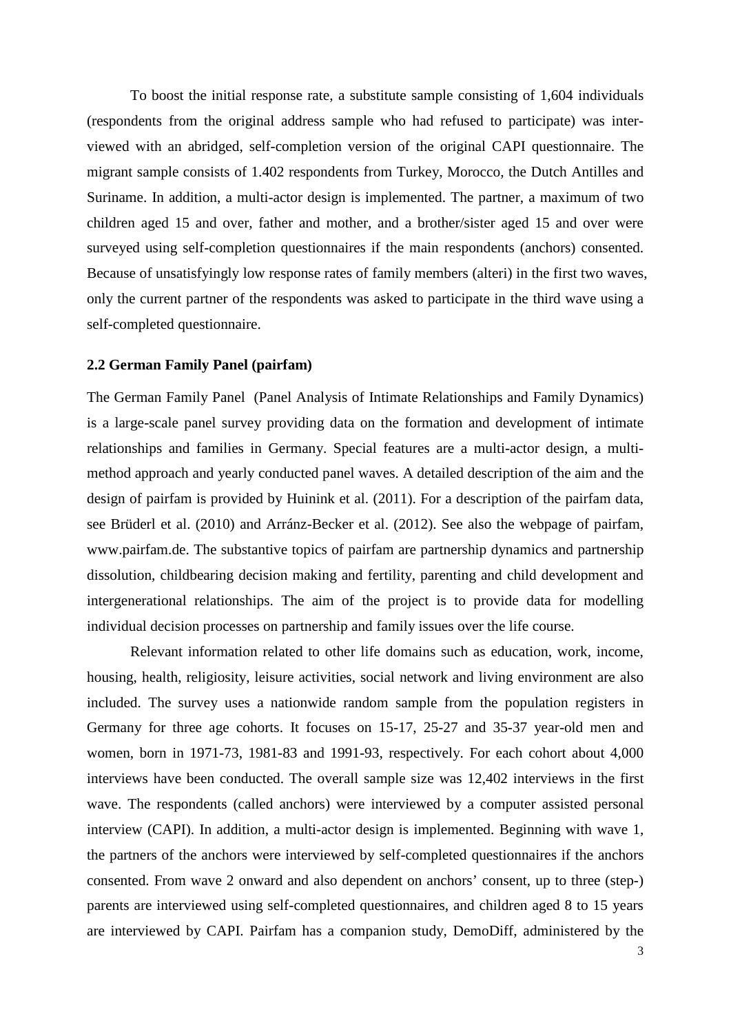To boost the initial response rate, a substitute sample consisting of 1,604 individuals (respondents from the original address sample who had refused to participate) was interviewed with an abridged, self-completion version of the original CAPI questionnaire. The migrant sample consists of 1.402 respondents from Turkey, Morocco, the Dutch Antilles and Suriname. In addition, a multi-actor design is implemented. The partner, a maximum of two children aged 15 and over, father and mother, and a brother/sister aged 15 and over were surveyed using self-completion questionnaires if the main respondents (anchors) consented. Because of unsatisfyingly low response rates of family members (alteri) in the first two waves, only the current partner of the respondents was asked to participate in the third wave using a self-completed questionnaire.

## 2.2 German Family Panel (pairfam)

The German Family Panel (Panel Analysis of Intimate Relationships and Family Dynamics) is a large-scale panel survey providing data on the formation and development of intimate relationships and families in Germany. Special features are a multi-actor design, a multi-method approach and yearly conducted panel waves. A detailed description of the aim and the design of pairfam is provided by Huinink et al. (2011). For a description of the pairfam data, see Brüderl et al. (2010) and Arránz-Becker et al. (2012). See also the webpage of pairfam, www.pairfam.de. The substantive topics of pairfam are partnership dynamics and partnership dissolution, childbearing decision making and fertility, parenting and child development and intergenerational relationships. The aim of the project is to provide data for modelling individual decision processes on partnership and family issues over the life course.

Relevant information related to other life domains such as education, work, income, housing, health, religiosity, leisure activities, social network and living environment are also included. The survey uses a nationwide random sample from the population registers in Germany for three age cohorts. It focuses on 15-17, 25-27 and 35-37 year-old men and women, born in 1971-73, 1981-83 and 1991-93, respectively. For each cohort about 4,000 interviews have been conducted. The overall sample size was 12,402 interviews in the first wave. The respondents (called anchors) were interviewed by a computer assisted personal interview (CAPI). In addition, a multi-actor design is implemented. Beginning with wave 1, the partners of the anchors were interviewed by self-completed questionnaires if the anchors consented. From wave 2 onward and also dependent on anchors' consent, up to three (step-) parents are interviewed using self-completed questionnaires, and children aged 8 to 15 years are interviewed by CAPI. Pairfam has a companion study, DemoDiff, administered by the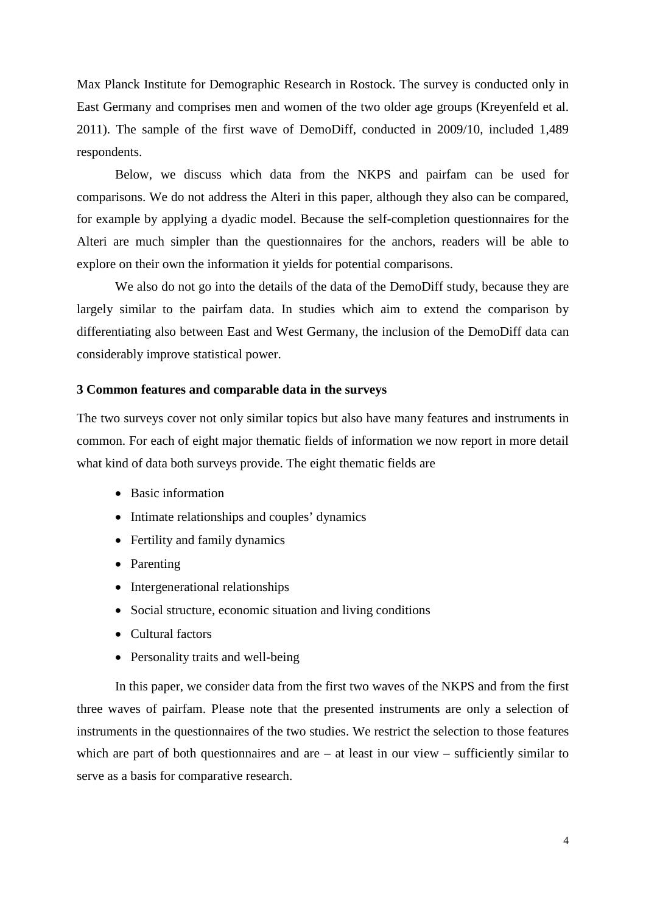Max Planck Institute for Demographic Research in Rostock. The survey is conducted only in East Germany and comprises men and women of the two older age groups (Kreyenfeld et al. 2011). The sample of the first wave of DemoDiff, conducted in 2009/10, included 1,489 respondents.

Below, we discuss which data from the NKPS and pairfam can be used for comparisons. We do not address the Alteri in this paper, although they also can be compared, for example by applying a dyadic model. Because the self-completion questionnaires for the Alteri are much simpler than the questionnaires for the anchors, readers will be able to explore on their own the information it yields for potential comparisons.

We also do not go into the details of the data of the DemoDiff study, because they are largely similar to the pairfam data. In studies which aim to extend the comparison by differentiating also between East and West Germany, the inclusion of the DemoDiff data can considerably improve statistical power.

## 3 Common features and comparable data in the surveys

The two surveys cover not only similar topics but also have many features and instruments in common. For each of eight major thematic fields of information we now report in more detail what kind of data both surveys provide. The eight thematic fields are

- Basic information
- Intimate relationships and couples' dynamics
- Fertility and family dynamics
- Parenting
- Intergenerational relationships
- Social structure, economic situation and living conditions
- Cultural factors
- Personality traits and well-being

In this paper, we consider data from the first two waves of the NKPS and from the first three waves of pairfam. Please note that the presented instruments are only a selection of instruments in the questionnaires of the two studies. We restrict the selection to those features which are part of both questionnaires and are – at least in our view – sufficiently similar to serve as a basis for comparative research.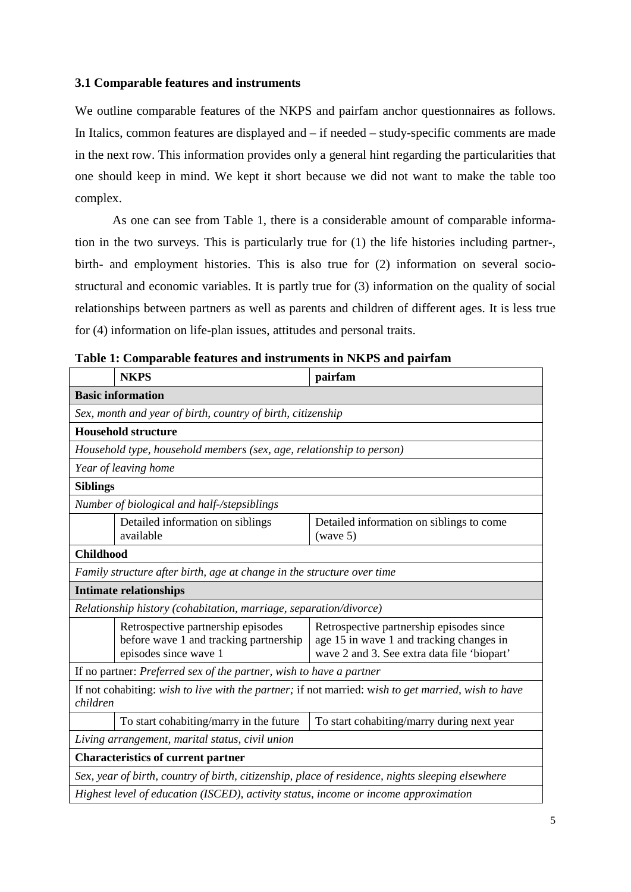### 3.1 Comparable features and instruments

We outline comparable features of the NKPS and pairfam anchor questionnaires as follows. In Italics, common features are displayed and – if needed – study-specific comments are made in the next row. This information provides only a general hint regarding the particularities that one should keep in mind. We kept it short because we did not want to make the table too complex.

As one can see from Table 1, there is a considerable amount of comparable information in the two surveys. This is particularly true for (1) the life histories including partner-, birth- and employment histories. This is also true for (2) information on several socio-structural and economic variables. It is partly true for (3) information on the quality of social relationships between partners as well as parents and children of different ages. It is less true for (4) information on life-plan issues, attitudes and personal traits.

**Table 1: Comparable features and instruments in NKPS and pairfam**

| | NKPS | pairfam |
|---|---|---|
| **Basic information** | | |
| *Sex, month and year of birth, country of birth, citizenship* | | |
| **Household structure** | | |
| *Household type, household members (sex, age, relationship to person)* | | |
| *Year of leaving home* | | |
| **Siblings** | | |
| *Number of biological and half-/stepsiblings* | | |
| | Detailed information on siblings available | Detailed information on siblings to come (wave 5) |
| **Childhood** | | |
| *Family structure after birth, age at change in the structure over time* | | |
| **Intimate relationships** | | |
| *Relationship history (cohabitation, marriage, separation/divorce)* | | |
| | Retrospective partnership episodes before wave 1 and tracking partnership episodes since wave 1 | Retrospective partnership episodes since age 15 in wave 1 and tracking changes in wave 2 and 3. See extra data file 'biopart' |
| If no partner: *Preferred sex of the partner, wish to have a partner* | | |
| If not cohabiting: *wish to live with the partner;* if not married: *wish to get married, wish to have children* | | |
| | To start cohabiting/marry in the future | To start cohabiting/marry during next year |
| *Living arrangement, marital status, civil union* | | |
| **Characteristics of current partner** | | |
| *Sex, year of birth, country of birth, citizenship, place of residence, nights sleeping elsewhere* | | |
| *Highest level of education (ISCED), activity status, income or income approximation* | | |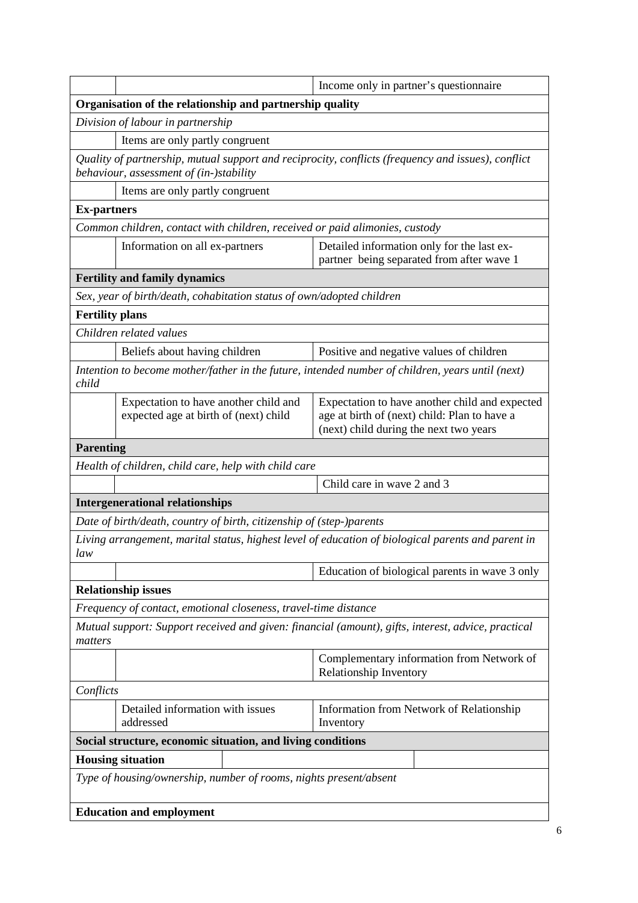|  |  | Income only in partner's questionnaire |
|---|---|---|
| **Organisation of the relationship and partnership quality** | | |
| *Division of labour in partnership* | | |
|  | Items are only partly congruent |  |
| *Quality of partnership, mutual support and reciprocity, conflicts (frequency and issues), conflict behaviour, assessment of (in-)stability* | | |
|  | Items are only partly congruent |  |
| **Ex-partners** | | |
| *Common children, contact with children, received or paid alimonies, custody* | | |
|  | Information on all ex-partners | Detailed information only for the last ex-partner being separated from after wave 1 |
| **Fertility and family dynamics** | | |
| *Sex, year of birth/death, cohabitation status of own/adopted children* | | |
| **Fertility plans** | | |
| *Children related values* | | |
|  | Beliefs about having children | Positive and negative values of children |
| *Intention to become mother/father in the future, intended number of children, years until (next) child* | | |
|  | Expectation to have another child and expected age at birth of (next) child | Expectation to have another child and expected age at birth of (next) child: Plan to have a (next) child during the next two years |
| **Parenting** | | |
| *Health of children, child care, help with child care* | | |
|  |  | Child care in wave 2 and 3 |
| **Intergenerational relationships** | | |
| *Date of birth/death, country of birth, citizenship of (step-)parents* | | |
| *Living arrangement, marital status, highest level of education of biological parents and parent in law* | | |
|  |  | Education of biological parents in wave 3 only |
| **Relationship issues** | | |
| *Frequency of contact, emotional closeness, travel-time distance* | | |
| *Mutual support: Support received and given: financial (amount), gifts, interest, advice, practical matters* | | |
|  |  | Complementary information from Network of Relationship Inventory |
| *Conflicts* | | |
|  | Detailed information with issues addressed | Information from Network of Relationship Inventory |
| **Social structure, economic situation, and living conditions** | | |
| **Housing situation** | | |
| *Type of housing/ownership, number of rooms, nights present/absent* | | |
| **Education and employment** | | |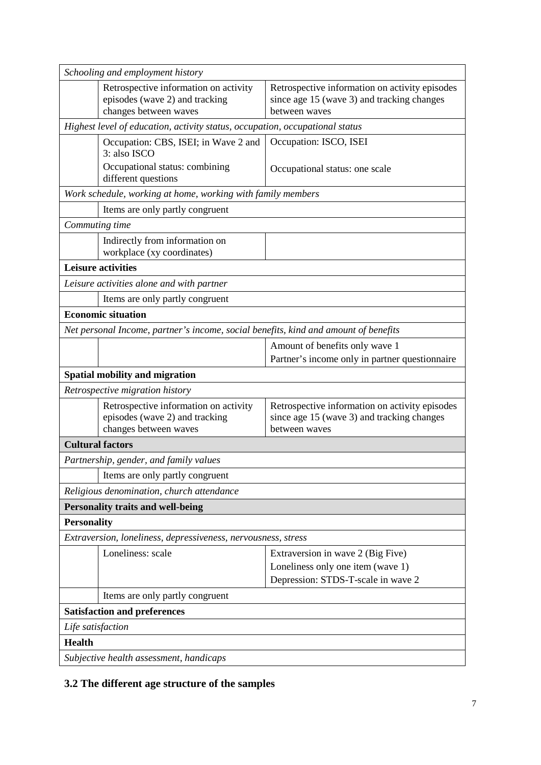| | | |
|---|---|---|
| *Schooling and employment history* | | |
| | Retrospective information on activity episodes (wave 2) and tracking changes between waves | Retrospective information on activity episodes since age 15 (wave 3) and tracking changes between waves |
| *Highest level of education, activity status, occupation, occupational status* | | |
| | Occupation: CBS, ISEI; in Wave 2 and 3: also ISCO<br>Occupational status: combining different questions | Occupation: ISCO, ISEI<br>Occupational status: one scale |
| *Work schedule, working at home, working with family members* | | |
| | Items are only partly congruent | |
| *Commuting time* | | |
| | Indirectly from information on workplace (xy coordinates) | |
| **Leisure activities** | | |
| *Leisure activities alone and with partner* | | |
| | Items are only partly congruent | |
| **Economic situation** | | |
| *Net personal Income, partner's income, social benefits, kind and amount of benefits* | | |
| | | Amount of benefits only wave 1<br>Partner's income only in partner questionnaire |
| **Spatial mobility and migration** | | |
| *Retrospective migration history* | | |
| | Retrospective information on activity episodes (wave 2) and tracking changes between waves | Retrospective information on activity episodes since age 15 (wave 3) and tracking changes between waves |
| **Cultural factors** | | |
| *Partnership, gender, and family values* | | |
| | Items are only partly congruent | |
| *Religious denomination, church attendance* | | |
| **Personality traits and well-being** | | |
| **Personality** | | |
| *Extraversion, loneliness, depressiveness, nervousness, stress* | | |
| | Loneliness: scale | Extraversion in wave 2 (Big Five)<br>Loneliness only one item (wave 1)<br>Depression: STDS-T-scale in wave 2 |
| | Items are only partly congruent | |
| **Satisfaction and preferences** | | |
| *Life satisfaction* | | |
| **Health** | | |
| *Subjective health assessment, handicaps* | | |

## 3.2 The different age structure of the samples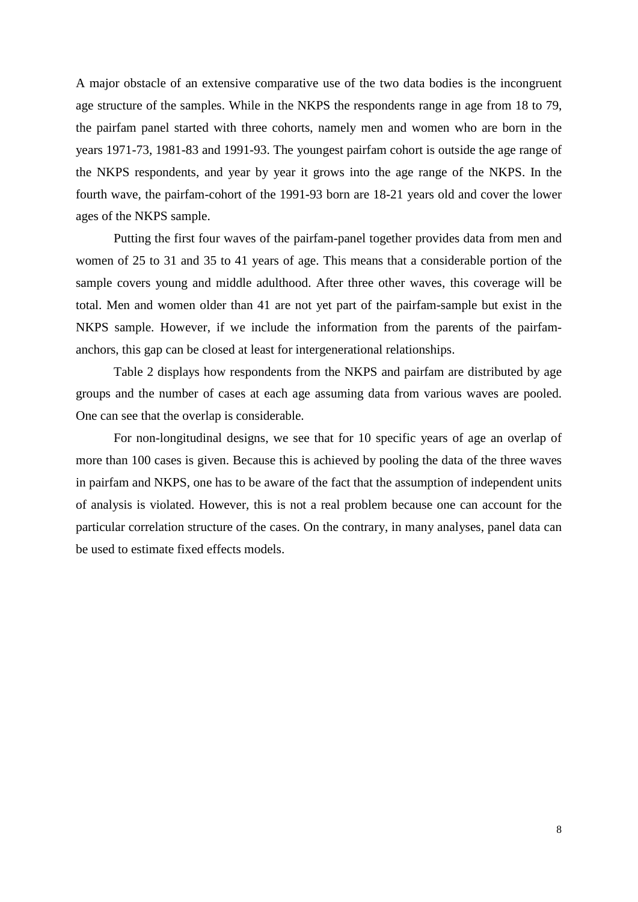A major obstacle of an extensive comparative use of the two data bodies is the incongruent age structure of the samples. While in the NKPS the respondents range in age from 18 to 79, the pairfam panel started with three cohorts, namely men and women who are born in the years 1971-73, 1981-83 and 1991-93. The youngest pairfam cohort is outside the age range of the NKPS respondents, and year by year it grows into the age range of the NKPS. In the fourth wave, the pairfam-cohort of the 1991-93 born are 18-21 years old and cover the lower ages of the NKPS sample.

Putting the first four waves of the pairfam-panel together provides data from men and women of 25 to 31 and 35 to 41 years of age. This means that a considerable portion of the sample covers young and middle adulthood. After three other waves, this coverage will be total. Men and women older than 41 are not yet part of the pairfam-sample but exist in the NKPS sample. However, if we include the information from the parents of the pairfam-anchors, this gap can be closed at least for intergenerational relationships.

Table 2 displays how respondents from the NKPS and pairfam are distributed by age groups and the number of cases at each age assuming data from various waves are pooled. One can see that the overlap is considerable.

For non-longitudinal designs, we see that for 10 specific years of age an overlap of more than 100 cases is given. Because this is achieved by pooling the data of the three waves in pairfam and NKPS, one has to be aware of the fact that the assumption of independent units of analysis is violated. However, this is not a real problem because one can account for the particular correlation structure of the cases. On the contrary, in many analyses, panel data can be used to estimate fixed effects models.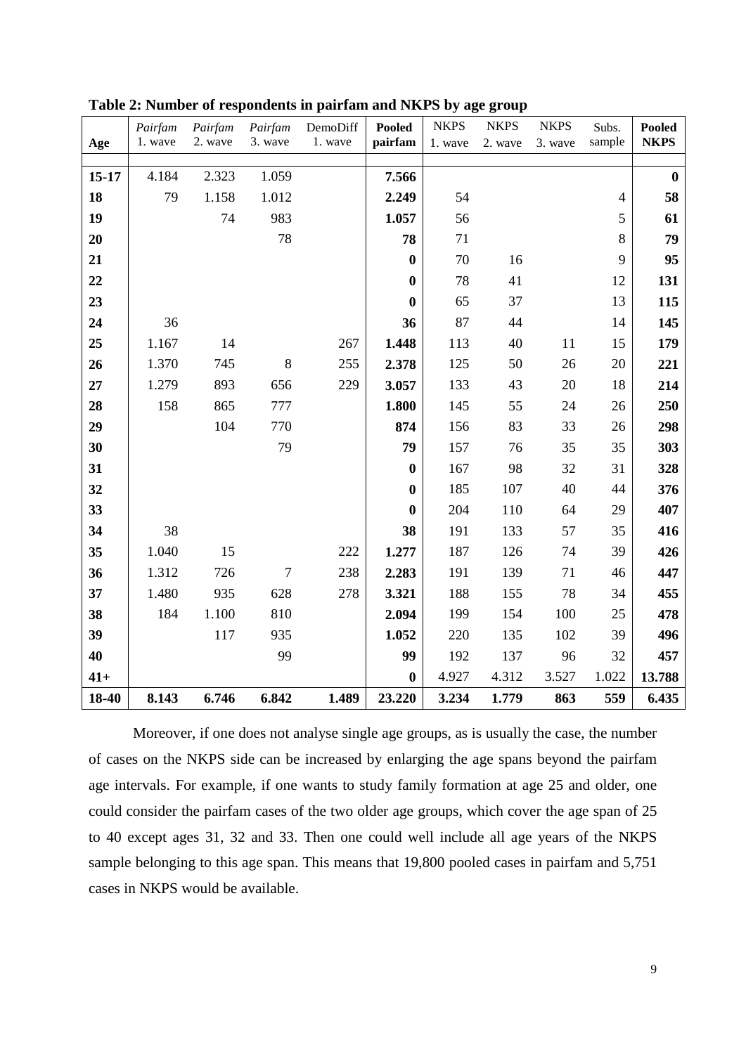**Table 2: Number of respondents in pairfam and NKPS by age group**

| Age | *Pairfam* 1. wave | *Pairfam* 2. wave | *Pairfam* 3. wave | DemoDiff 1. wave | **Pooled pairfam** | NKPS 1. wave | NKPS 2. wave | NKPS 3. wave | Subs. sample | **Pooled NKPS** |
|---|---|---|---|---|---|---|---|---|---|---|
| **15-17** | 4.184 | 2.323 | 1.059 | | **7.566** | | | | | **0** |
| **18** | 79 | 1.158 | 1.012 | | **2.249** | 54 | | | 4 | **58** |
| **19** | | 74 | 983 | | **1.057** | 56 | | | 5 | **61** |
| **20** | | | 78 | | **78** | 71 | | | 8 | **79** |
| **21** | | | | | **0** | 70 | 16 | | 9 | **95** |
| **22** | | | | | **0** | 78 | 41 | | 12 | **131** |
| **23** | | | | | **0** | 65 | 37 | | 13 | **115** |
| **24** | 36 | | | | **36** | 87 | 44 | | 14 | **145** |
| **25** | 1.167 | 14 | | 267 | **1.448** | 113 | 40 | 11 | 15 | **179** |
| **26** | 1.370 | 745 | 8 | 255 | **2.378** | 125 | 50 | 26 | 20 | **221** |
| **27** | 1.279 | 893 | 656 | 229 | **3.057** | 133 | 43 | 20 | 18 | **214** |
| **28** | 158 | 865 | 777 | | **1.800** | 145 | 55 | 24 | 26 | **250** |
| **29** | | 104 | 770 | | **874** | 156 | 83 | 33 | 26 | **298** |
| **30** | | | 79 | | **79** | 157 | 76 | 35 | 35 | **303** |
| **31** | | | | | **0** | 167 | 98 | 32 | 31 | **328** |
| **32** | | | | | **0** | 185 | 107 | 40 | 44 | **376** |
| **33** | | | | | **0** | 204 | 110 | 64 | 29 | **407** |
| **34** | 38 | | | | **38** | 191 | 133 | 57 | 35 | **416** |
| **35** | 1.040 | 15 | | 222 | **1.277** | 187 | 126 | 74 | 39 | **426** |
| **36** | 1.312 | 726 | 7 | 238 | **2.283** | 191 | 139 | 71 | 46 | **447** |
| **37** | 1.480 | 935 | 628 | 278 | **3.321** | 188 | 155 | 78 | 34 | **455** |
| **38** | 184 | 1.100 | 810 | | **2.094** | 199 | 154 | 100 | 25 | **478** |
| **39** | | 117 | 935 | | **1.052** | 220 | 135 | 102 | 39 | **496** |
| **40** | | | 99 | | **99** | 192 | 137 | 96 | 32 | **457** |
| **41+** | | | | | **0** | 4.927 | 4.312 | 3.527 | 1.022 | **13.788** |
| **18-40** | **8.143** | **6.746** | **6.842** | **1.489** | **23.220** | **3.234** | **1.779** | **863** | **559** | **6.435** |

Moreover, if one does not analyse single age groups, as is usually the case, the number of cases on the NKPS side can be increased by enlarging the age spans beyond the pairfam age intervals. For example, if one wants to study family formation at age 25 and older, one could consider the pairfam cases of the two older age groups, which cover the age span of 25 to 40 except ages 31, 32 and 33. Then one could well include all age years of the NKPS sample belonging to this age span. This means that 19,800 pooled cases in pairfam and 5,751 cases in NKPS would be available.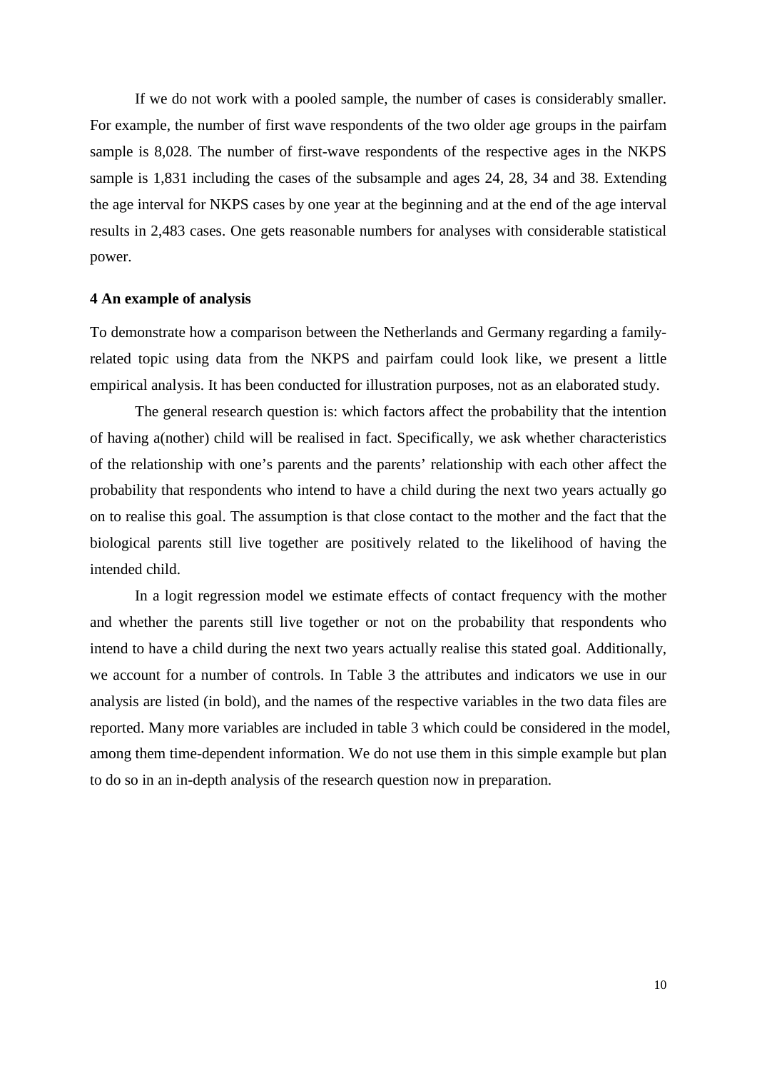If we do not work with a pooled sample, the number of cases is considerably smaller. For example, the number of first wave respondents of the two older age groups in the pairfam sample is 8,028. The number of first-wave respondents of the respective ages in the NKPS sample is 1,831 including the cases of the subsample and ages 24, 28, 34 and 38. Extending the age interval for NKPS cases by one year at the beginning and at the end of the age interval results in 2,483 cases. One gets reasonable numbers for analyses with considerable statistical power.

## 4 An example of analysis

To demonstrate how a comparison between the Netherlands and Germany regarding a family-related topic using data from the NKPS and pairfam could look like, we present a little empirical analysis. It has been conducted for illustration purposes, not as an elaborated study.

The general research question is: which factors affect the probability that the intention of having a(nother) child will be realised in fact. Specifically, we ask whether characteristics of the relationship with one's parents and the parents' relationship with each other affect the probability that respondents who intend to have a child during the next two years actually go on to realise this goal. The assumption is that close contact to the mother and the fact that the biological parents still live together are positively related to the likelihood of having the intended child.

In a logit regression model we estimate effects of contact frequency with the mother and whether the parents still live together or not on the probability that respondents who intend to have a child during the next two years actually realise this stated goal. Additionally, we account for a number of controls. In Table 3 the attributes and indicators we use in our analysis are listed (in bold), and the names of the respective variables in the two data files are reported. Many more variables are included in table 3 which could be considered in the model, among them time-dependent information. We do not use them in this simple example but plan to do so in an in-depth analysis of the research question now in preparation.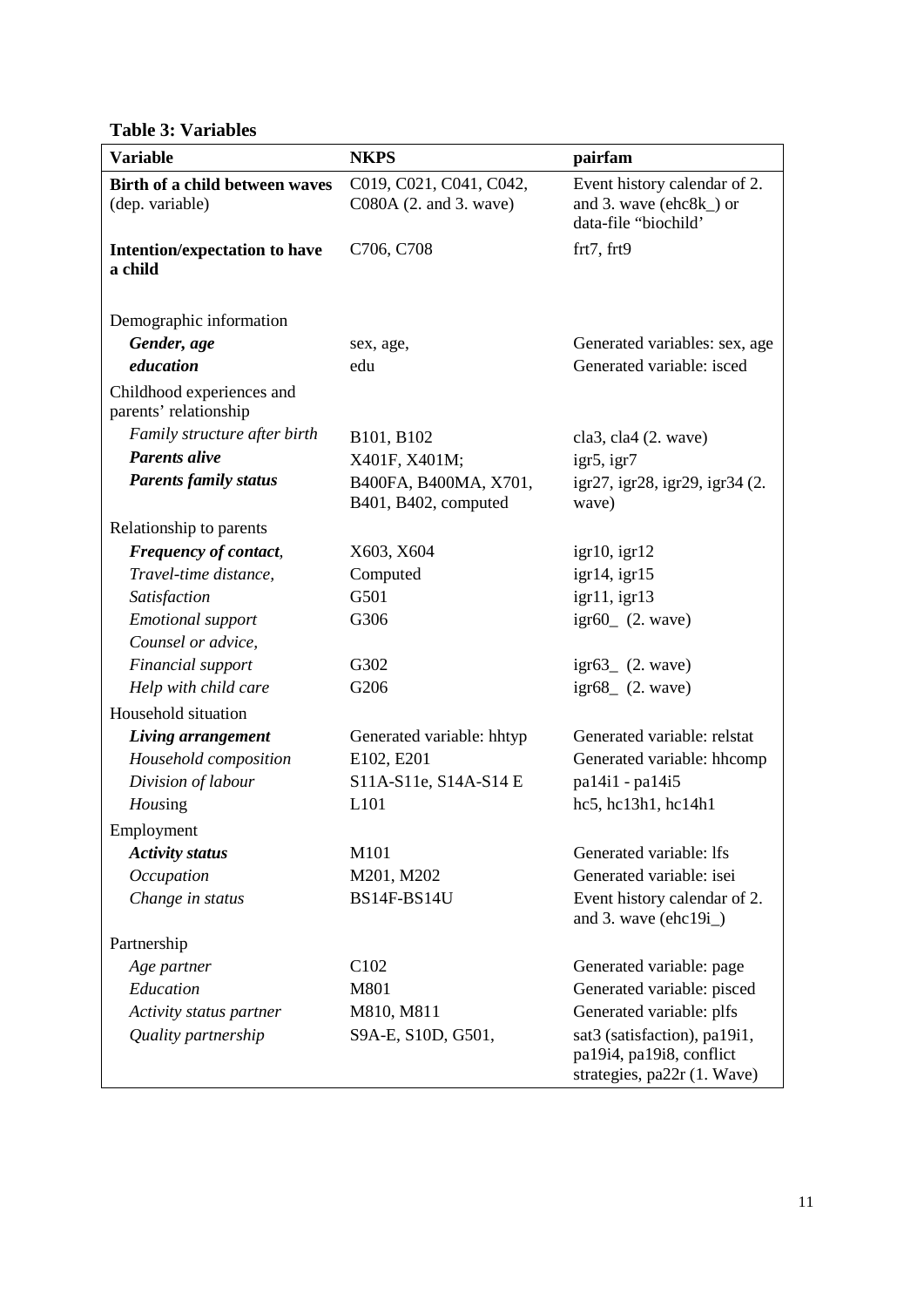**Table 3: Variables**

| Variable | NKPS | pairfam |
|---|---|---|
| **Birth of a child between waves** (dep. variable) | C019, C021, C041, C042, C080A (2. and 3. wave) | Event history calendar of 2. and 3. wave (ehc8k_) or data-file "biochild' |
| **Intention/expectation to have a child** | C706, C708 | frt7, frt9 |
| Demographic information | | |
| ***Gender, age*** | sex, age, | Generated variables: sex, age |
| ***education*** | edu | Generated variable: isced |
| Childhood experiences and parents' relationship | | |
| *Family structure after birth* | B101, B102 | cla3, cla4 (2. wave) |
| ***Parents alive*** | X401F, X401M; | igr5, igr7 |
| ***Parents family status*** | B400FA, B400MA, X701, B401, B402, computed | igr27, igr28, igr29, igr34 (2. wave) |
| Relationship to parents | | |
| ***Frequency of contact***, | X603, X604 | igr10, igr12 |
| *Travel-time distance,* | Computed | igr14, igr15 |
| *Satisfaction* | G501 | igr11, igr13 |
| *Emotional support* | G306 | igr60_ (2. wave) |
| *Counsel or advice,* | | |
| *Financial support* | G302 | igr63_ (2. wave) |
| *Help with child care* | G206 | igr68_ (2. wave) |
| Household situation | | |
| ***Living arrangement*** | Generated variable: hhtyp | Generated variable: relstat |
| *Household composition* | E102, E201 | Generated variable: hhcomp |
| *Division of labour* | S11A-S11e, S14A-S14 E | pa14i1 - pa14i5 |
| *Hous*ing | L101 | hc5, hc13h1, hc14h1 |
| Employment | | |
| ***Activity status*** | M101 | Generated variable: lfs |
| *Occupation* | M201, M202 | Generated variable: isei |
| *Change in status* | BS14F-BS14U | Event history calendar of 2. and 3. wave (ehc19i_) |
| Partnership | | |
| *Age partner* | C102 | Generated variable: page |
| *Education* | M801 | Generated variable: pisced |
| *Activity status partner* | M810, M811 | Generated variable: plfs |
| *Quality partnership* | S9A-E, S10D, G501, | sat3 (satisfaction), pa19i1, pa19i4, pa19i8, conflict strategies, pa22r (1. Wave) |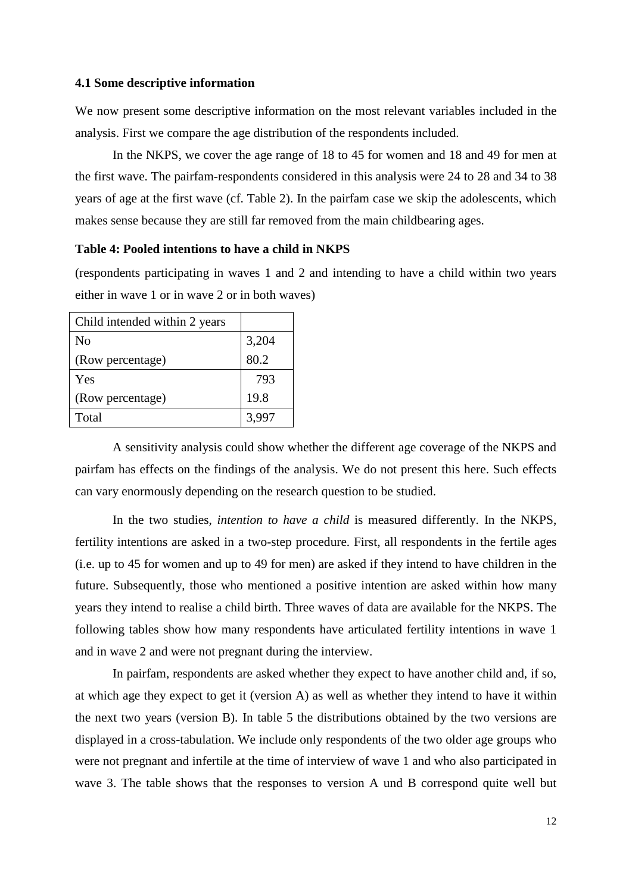### 4.1 Some descriptive information

We now present some descriptive information on the most relevant variables included in the analysis. First we compare the age distribution of the respondents included.

In the NKPS, we cover the age range of 18 to 45 for women and 18 and 49 for men at the first wave. The pairfam-respondents considered in this analysis were 24 to 28 and 34 to 38 years of age at the first wave (cf. Table 2). In the pairfam case we skip the adolescents, which makes sense because they are still far removed from the main childbearing ages.

**Table 4: Pooled intentions to have a child in NKPS**

(respondents participating in waves 1 and 2 and intending to have a child within two years either in wave 1 or in wave 2 or in both waves)

| Child intended within 2 years | |
|---|---|
| No | 3,204 |
| (Row percentage) | 80.2 |
| Yes | 793 |
| (Row percentage) | 19.8 |
| Total | 3,997 |

A sensitivity analysis could show whether the different age coverage of the NKPS and pairfam has effects on the findings of the analysis. We do not present this here. Such effects can vary enormously depending on the research question to be studied.

In the two studies, *intention to have a child* is measured differently. In the NKPS, fertility intentions are asked in a two-step procedure. First, all respondents in the fertile ages (i.e. up to 45 for women and up to 49 for men) are asked if they intend to have children in the future. Subsequently, those who mentioned a positive intention are asked within how many years they intend to realise a child birth. Three waves of data are available for the NKPS. The following tables show how many respondents have articulated fertility intentions in wave 1 and in wave 2 and were not pregnant during the interview.

In pairfam, respondents are asked whether they expect to have another child and, if so, at which age they expect to get it (version A) as well as whether they intend to have it within the next two years (version B). In table 5 the distributions obtained by the two versions are displayed in a cross-tabulation. We include only respondents of the two older age groups who were not pregnant and infertile at the time of interview of wave 1 and who also participated in wave 3. The table shows that the responses to version A und B correspond quite well but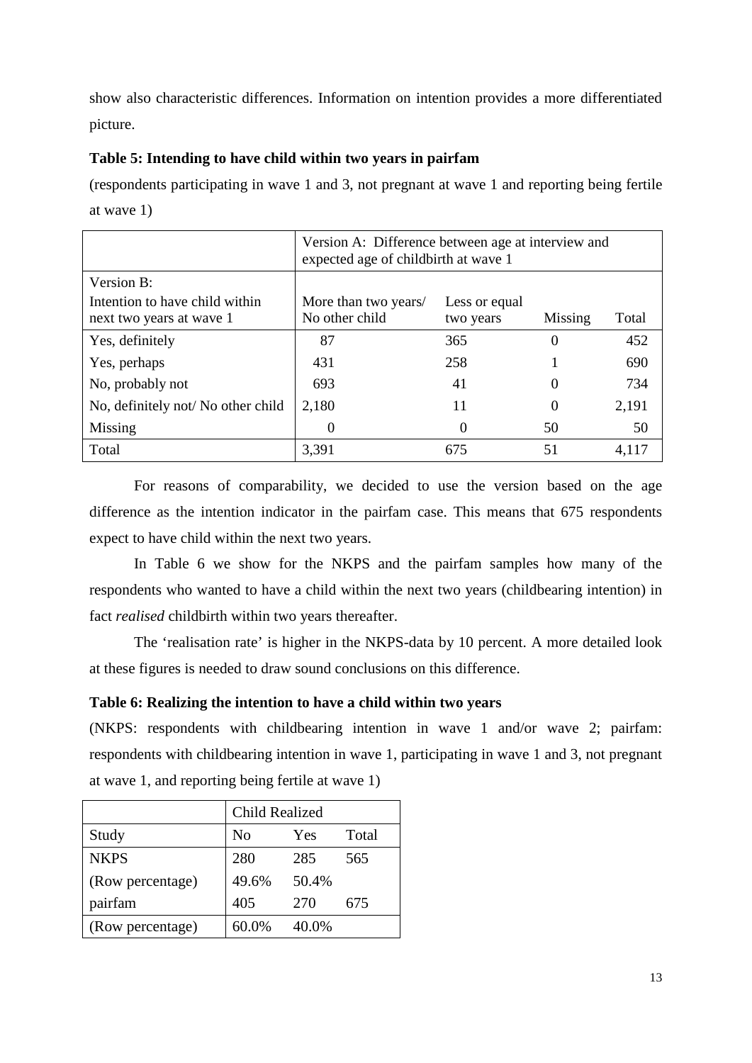show also characteristic differences. Information on intention provides a more differentiated picture.

**Table 5: Intending to have child within two years in pairfam**

(respondents participating in wave 1 and 3, not pregnant at wave 1 and reporting being fertile at wave 1)

| | Version A: Difference between age at interview and expected age of childbirth at wave 1 | | | |
|---|---|---|---|---|
| Version B: Intention to have child within next two years at wave 1 | More than two years/ No other child | Less or equal two years | Missing | Total |
| Yes, definitely | 87 | 365 | 0 | 452 |
| Yes, perhaps | 431 | 258 | 1 | 690 |
| No, probably not | 693 | 41 | 0 | 734 |
| No, definitely not/ No other child | 2,180 | 11 | 0 | 2,191 |
| Missing | 0 | 0 | 50 | 50 |
| Total | 3,391 | 675 | 51 | 4,117 |

For reasons of comparability, we decided to use the version based on the age difference as the intention indicator in the pairfam case. This means that 675 respondents expect to have child within the next two years.

In Table 6 we show for the NKPS and the pairfam samples how many of the respondents who wanted to have a child within the next two years (childbearing intention) in fact *realised* childbirth within two years thereafter.

The 'realisation rate' is higher in the NKPS-data by 10 percent. A more detailed look at these figures is needed to draw sound conclusions on this difference.

**Table 6: Realizing the intention to have a child within two years**

(NKPS: respondents with childbearing intention in wave 1 and/or wave 2; pairfam: respondents with childbearing intention in wave 1, participating in wave 1 and 3, not pregnant at wave 1, and reporting being fertile at wave 1)

| | Child Realized | | |
|---|---|---|---|
| Study | No | Yes | Total |
| NKPS | 280 | 285 | 565 |
| (Row percentage) | 49.6% | 50.4% | |
| pairfam | 405 | 270 | 675 |
| (Row percentage) | 60.0% | 40.0% | |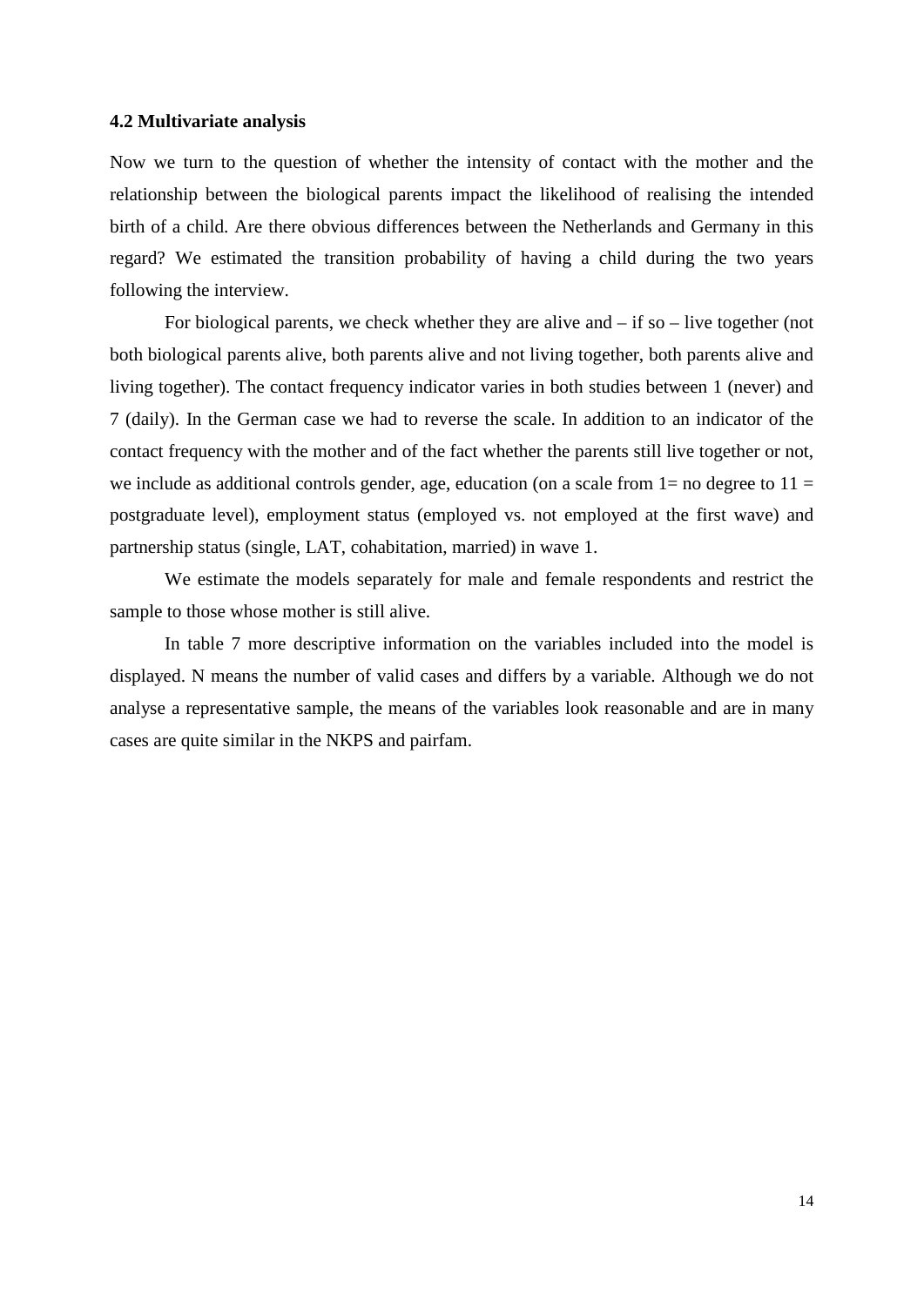### 4.2 Multivariate analysis

Now we turn to the question of whether the intensity of contact with the mother and the relationship between the biological parents impact the likelihood of realising the intended birth of a child. Are there obvious differences between the Netherlands and Germany in this regard? We estimated the transition probability of having a child during the two years following the interview.

For biological parents, we check whether they are alive and – if so – live together (not both biological parents alive, both parents alive and not living together, both parents alive and living together). The contact frequency indicator varies in both studies between 1 (never) and 7 (daily). In the German case we had to reverse the scale. In addition to an indicator of the contact frequency with the mother and of the fact whether the parents still live together or not, we include as additional controls gender, age, education (on a scale from 1= no degree to 11 = postgraduate level), employment status (employed vs. not employed at the first wave) and partnership status (single, LAT, cohabitation, married) in wave 1.

We estimate the models separately for male and female respondents and restrict the sample to those whose mother is still alive.

In table 7 more descriptive information on the variables included into the model is displayed. N means the number of valid cases and differs by a variable. Although we do not analyse a representative sample, the means of the variables look reasonable and are in many cases are quite similar in the NKPS and pairfam.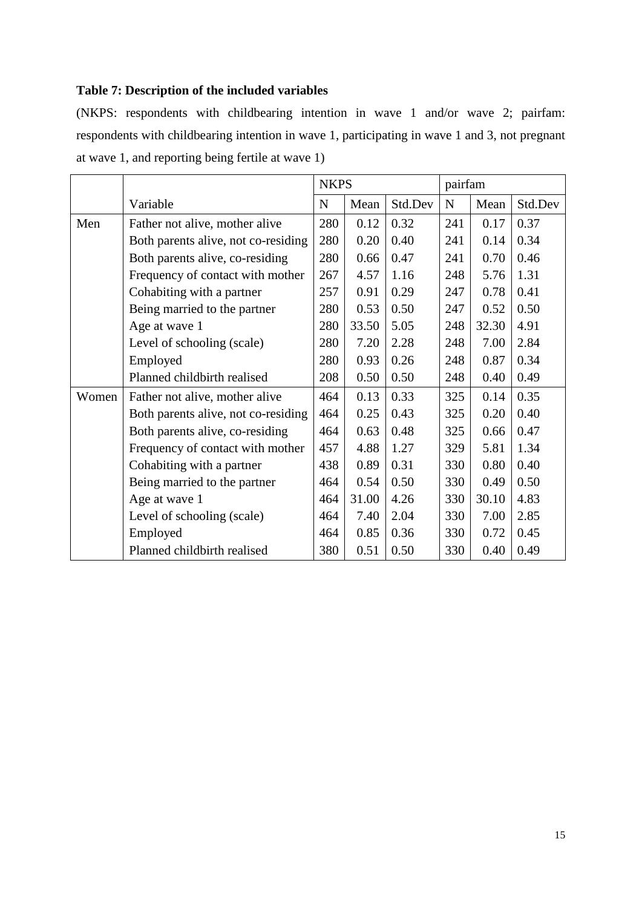**Table 7: Description of the included variables**

(NKPS: respondents with childbearing intention in wave 1 and/or wave 2; pairfam: respondents with childbearing intention in wave 1, participating in wave 1 and 3, not pregnant at wave 1, and reporting being fertile at wave 1)

| | | NKPS | | | pairfam | | |
|---|---|---|---|---|---|---|---|
| | Variable | N | Mean | Std.Dev | N | Mean | Std.Dev |
| Men | Father not alive, mother alive | 280 | 0.12 | 0.32 | 241 | 0.17 | 0.37 |
| | Both parents alive, not co-residing | 280 | 0.20 | 0.40 | 241 | 0.14 | 0.34 |
| | Both parents alive, co-residing | 280 | 0.66 | 0.47 | 241 | 0.70 | 0.46 |
| | Frequency of contact with mother | 267 | 4.57 | 1.16 | 248 | 5.76 | 1.31 |
| | Cohabiting with a partner | 257 | 0.91 | 0.29 | 247 | 0.78 | 0.41 |
| | Being married to the partner | 280 | 0.53 | 0.50 | 247 | 0.52 | 0.50 |
| | Age at wave 1 | 280 | 33.50 | 5.05 | 248 | 32.30 | 4.91 |
| | Level of schooling (scale) | 280 | 7.20 | 2.28 | 248 | 7.00 | 2.84 |
| | Employed | 280 | 0.93 | 0.26 | 248 | 0.87 | 0.34 |
| | Planned childbirth realised | 208 | 0.50 | 0.50 | 248 | 0.40 | 0.49 |
| Women | Father not alive, mother alive | 464 | 0.13 | 0.33 | 325 | 0.14 | 0.35 |
| | Both parents alive, not co-residing | 464 | 0.25 | 0.43 | 325 | 0.20 | 0.40 |
| | Both parents alive, co-residing | 464 | 0.63 | 0.48 | 325 | 0.66 | 0.47 |
| | Frequency of contact with mother | 457 | 4.88 | 1.27 | 329 | 5.81 | 1.34 |
| | Cohabiting with a partner | 438 | 0.89 | 0.31 | 330 | 0.80 | 0.40 |
| | Being married to the partner | 464 | 0.54 | 0.50 | 330 | 0.49 | 0.50 |
| | Age at wave 1 | 464 | 31.00 | 4.26 | 330 | 30.10 | 4.83 |
| | Level of schooling (scale) | 464 | 7.40 | 2.04 | 330 | 7.00 | 2.85 |
| | Employed | 464 | 0.85 | 0.36 | 330 | 0.72 | 0.45 |
| | Planned childbirth realised | 380 | 0.51 | 0.50 | 330 | 0.40 | 0.49 |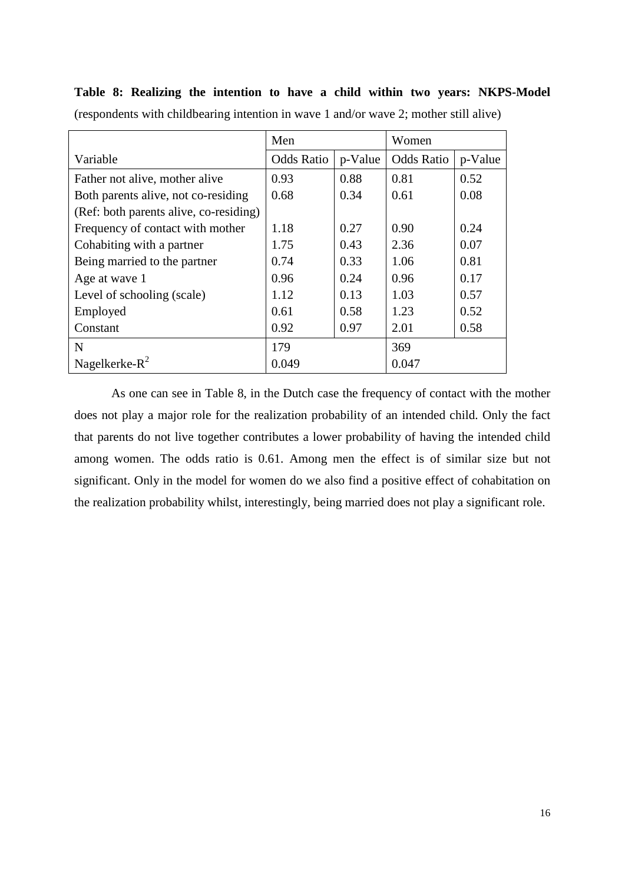**Table 8: Realizing the intention to have a child within two years: NKPS-Model** (respondents with childbearing intention in wave 1 and/or wave 2; mother still alive)

| | Men | | Women | |
|---|---|---|---|---|
| Variable | Odds Ratio | p-Value | Odds Ratio | p-Value |
| Father not alive, mother alive | 0.93 | 0.88 | 0.81 | 0.52 |
| Both parents alive, not co-residing (Ref: both parents alive, co-residing) | 0.68 | 0.34 | 0.61 | 0.08 |
| Frequency of contact with mother | 1.18 | 0.27 | 0.90 | 0.24 |
| Cohabiting with a partner | 1.75 | 0.43 | 2.36 | 0.07 |
| Being married to the partner | 0.74 | 0.33 | 1.06 | 0.81 |
| Age at wave 1 | 0.96 | 0.24 | 0.96 | 0.17 |
| Level of schooling (scale) | 1.12 | 0.13 | 1.03 | 0.57 |
| Employed | 0.61 | 0.58 | 1.23 | 0.52 |
| Constant | 0.92 | 0.97 | 2.01 | 0.58 |
| N | 179 | | 369 | |
| Nagelkerke-$R^2$ | 0.049 | | 0.047 | |

As one can see in Table 8, in the Dutch case the frequency of contact with the mother does not play a major role for the realization probability of an intended child. Only the fact that parents do not live together contributes a lower probability of having the intended child among women. The odds ratio is 0.61. Among men the effect is of similar size but not significant. Only in the model for women do we also find a positive effect of cohabitation on the realization probability whilst, interestingly, being married does not play a significant role.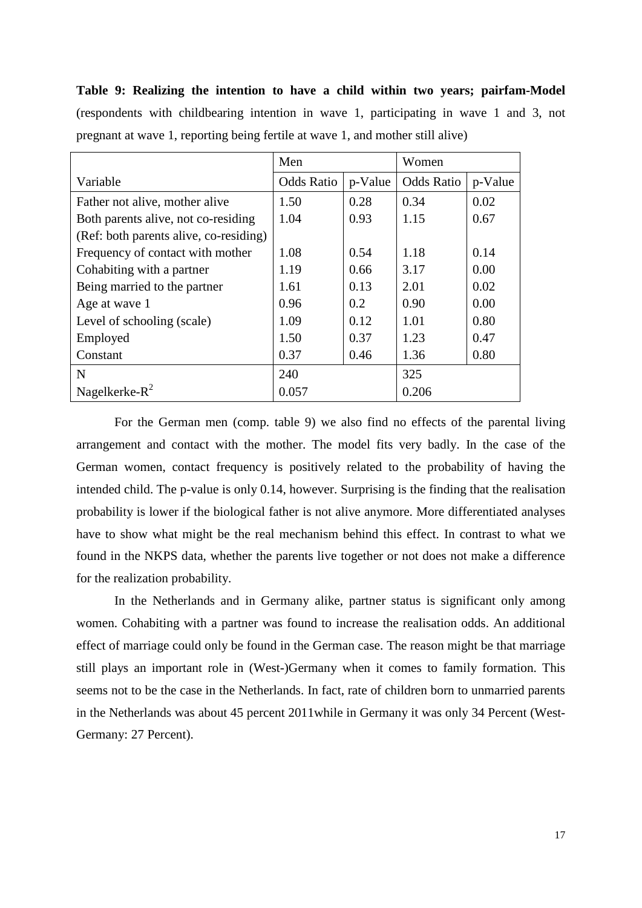**Table 9: Realizing the intention to have a child within two years; pairfam-Model** (respondents with childbearing intention in wave 1, participating in wave 1 and 3, not pregnant at wave 1, reporting being fertile at wave 1, and mother still alive)

| | Men | | Women | |
|---|---|---|---|---|
| Variable | Odds Ratio | p-Value | Odds Ratio | p-Value |
| Father not alive, mother alive | 1.50 | 0.28 | 0.34 | 0.02 |
| Both parents alive, not co-residing | 1.04 | 0.93 | 1.15 | 0.67 |
| (Ref: both parents alive, co-residing) | | | | |
| Frequency of contact with mother | 1.08 | 0.54 | 1.18 | 0.14 |
| Cohabiting with a partner | 1.19 | 0.66 | 3.17 | 0.00 |
| Being married to the partner | 1.61 | 0.13 | 2.01 | 0.02 |
| Age at wave 1 | 0.96 | 0.2 | 0.90 | 0.00 |
| Level of schooling (scale) | 1.09 | 0.12 | 1.01 | 0.80 |
| Employed | 1.50 | 0.37 | 1.23 | 0.47 |
| Constant | 0.37 | 0.46 | 1.36 | 0.80 |
| N | 240 | | 325 | |
| Nagelkerke-$R^2$ | 0.057 | | 0.206 | |

For the German men (comp. table 9) we also find no effects of the parental living arrangement and contact with the mother. The model fits very badly. In the case of the German women, contact frequency is positively related to the probability of having the intended child. The p-value is only 0.14, however. Surprising is the finding that the realisation probability is lower if the biological father is not alive anymore. More differentiated analyses have to show what might be the real mechanism behind this effect. In contrast to what we found in the NKPS data, whether the parents live together or not does not make a difference for the realization probability.

In the Netherlands and in Germany alike, partner status is significant only among women. Cohabiting with a partner was found to increase the realisation odds. An additional effect of marriage could only be found in the German case. The reason might be that marriage still plays an important role in (West-)Germany when it comes to family formation. This seems not to be the case in the Netherlands. In fact, rate of children born to unmarried parents in the Netherlands was about 45 percent 2011while in Germany it was only 34 Percent (West-Germany: 27 Percent).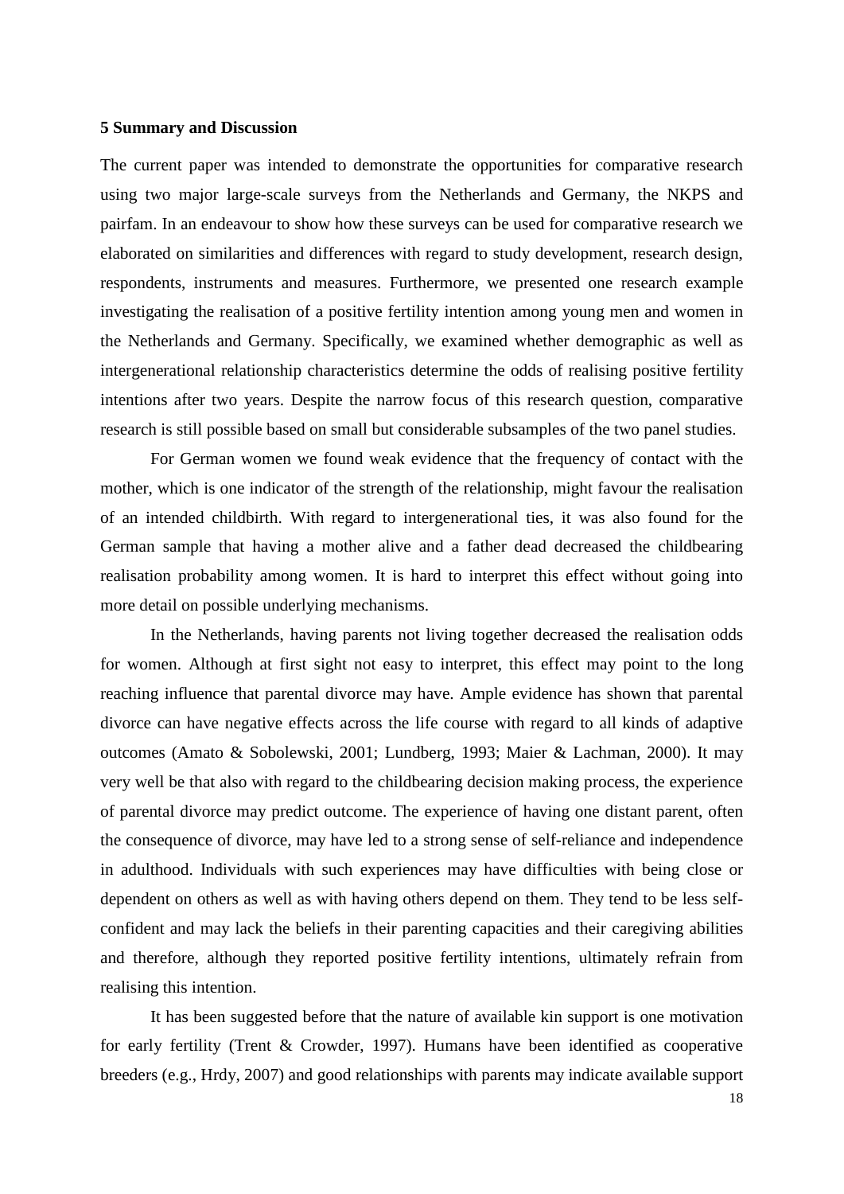## 5 Summary and Discussion

The current paper was intended to demonstrate the opportunities for comparative research using two major large-scale surveys from the Netherlands and Germany, the NKPS and pairfam. In an endeavour to show how these surveys can be used for comparative research we elaborated on similarities and differences with regard to study development, research design, respondents, instruments and measures. Furthermore, we presented one research example investigating the realisation of a positive fertility intention among young men and women in the Netherlands and Germany. Specifically, we examined whether demographic as well as intergenerational relationship characteristics determine the odds of realising positive fertility intentions after two years. Despite the narrow focus of this research question, comparative research is still possible based on small but considerable subsamples of the two panel studies.

For German women we found weak evidence that the frequency of contact with the mother, which is one indicator of the strength of the relationship, might favour the realisation of an intended childbirth. With regard to intergenerational ties, it was also found for the German sample that having a mother alive and a father dead decreased the childbearing realisation probability among women. It is hard to interpret this effect without going into more detail on possible underlying mechanisms.

In the Netherlands, having parents not living together decreased the realisation odds for women. Although at first sight not easy to interpret, this effect may point to the long reaching influence that parental divorce may have. Ample evidence has shown that parental divorce can have negative effects across the life course with regard to all kinds of adaptive outcomes (Amato & Sobolewski, 2001; Lundberg, 1993; Maier & Lachman, 2000). It may very well be that also with regard to the childbearing decision making process, the experience of parental divorce may predict outcome. The experience of having one distant parent, often the consequence of divorce, may have led to a strong sense of self-reliance and independence in adulthood. Individuals with such experiences may have difficulties with being close or dependent on others as well as with having others depend on them. They tend to be less self-confident and may lack the beliefs in their parenting capacities and their caregiving abilities and therefore, although they reported positive fertility intentions, ultimately refrain from realising this intention.

It has been suggested before that the nature of available kin support is one motivation for early fertility (Trent & Crowder, 1997). Humans have been identified as cooperative breeders (e.g., Hrdy, 2007) and good relationships with parents may indicate available support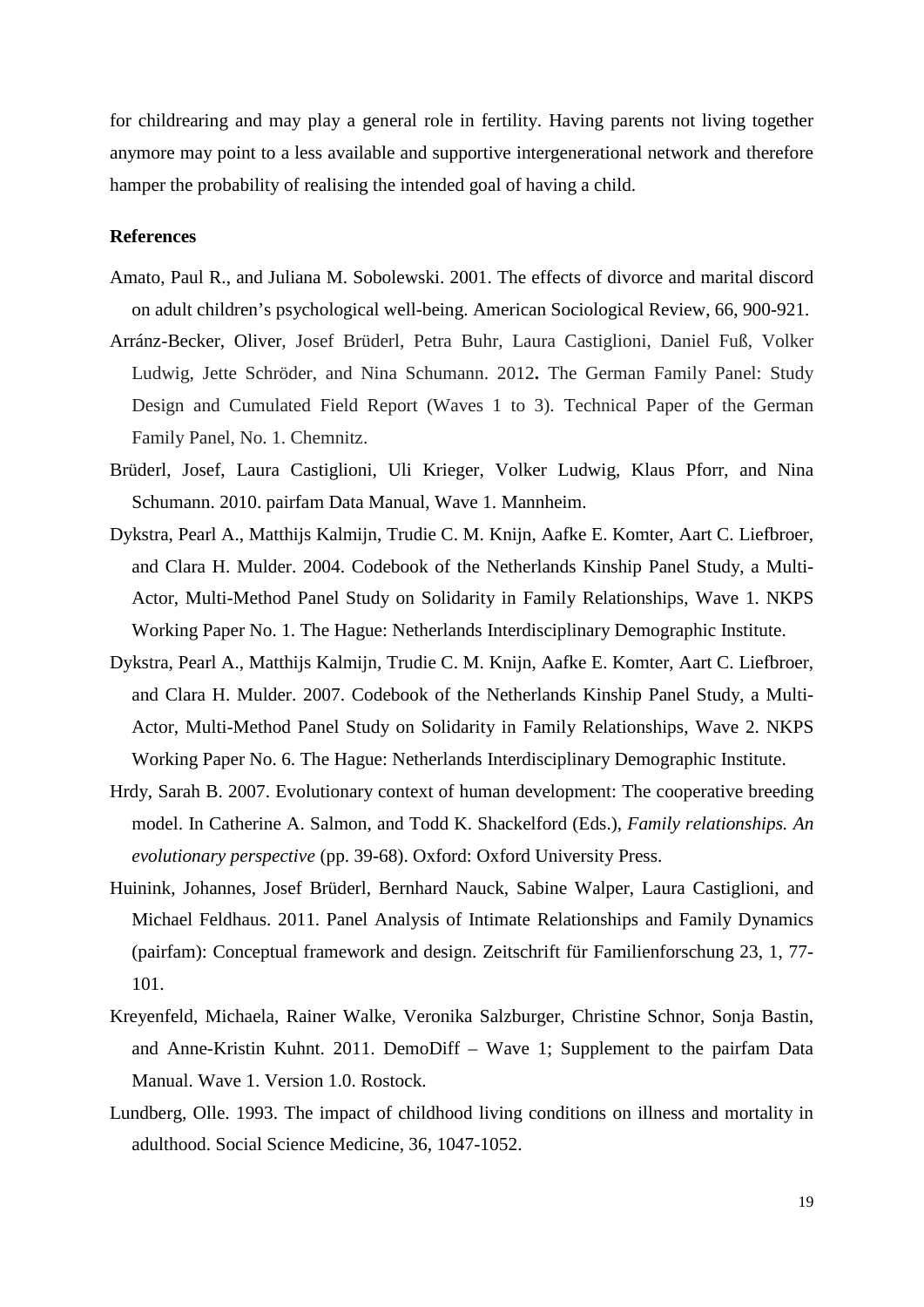for childrearing and may play a general role in fertility. Having parents not living together anymore may point to a less available and supportive intergenerational network and therefore hamper the probability of realising the intended goal of having a child.

## References

Amato, Paul R., and Juliana M. Sobolewski. 2001. The effects of divorce and marital discord on adult children's psychological well-being. American Sociological Review, 66, 900-921.

Arránz-Becker, Oliver, Josef Brüderl, Petra Buhr, Laura Castiglioni, Daniel Fuß, Volker Ludwig, Jette Schröder, and Nina Schumann. 2012**.** The German Family Panel: Study Design and Cumulated Field Report (Waves 1 to 3). Technical Paper of the German Family Panel, No. 1. Chemnitz.

Brüderl, Josef, Laura Castiglioni, Uli Krieger, Volker Ludwig, Klaus Pforr, and Nina Schumann. 2010. pairfam Data Manual, Wave 1. Mannheim.

Dykstra, Pearl A., Matthijs Kalmijn, Trudie C. M. Knijn, Aafke E. Komter, Aart C. Liefbroer, and Clara H. Mulder. 2004. Codebook of the Netherlands Kinship Panel Study, a Multi-Actor, Multi-Method Panel Study on Solidarity in Family Relationships, Wave 1. NKPS Working Paper No. 1. The Hague: Netherlands Interdisciplinary Demographic Institute.

Dykstra, Pearl A., Matthijs Kalmijn, Trudie C. M. Knijn, Aafke E. Komter, Aart C. Liefbroer, and Clara H. Mulder. 2007. Codebook of the Netherlands Kinship Panel Study, a Multi-Actor, Multi-Method Panel Study on Solidarity in Family Relationships, Wave 2. NKPS Working Paper No. 6. The Hague: Netherlands Interdisciplinary Demographic Institute.

Hrdy, Sarah B. 2007. Evolutionary context of human development: The cooperative breeding model. In Catherine A. Salmon, and Todd K. Shackelford (Eds.), *Family relationships. An evolutionary perspective* (pp. 39-68). Oxford: Oxford University Press.

Huinink, Johannes, Josef Brüderl, Bernhard Nauck, Sabine Walper, Laura Castiglioni, and Michael Feldhaus. 2011. Panel Analysis of Intimate Relationships and Family Dynamics (pairfam): Conceptual framework and design. Zeitschrift für Familienforschung 23, 1, 77-101.

Kreyenfeld, Michaela, Rainer Walke, Veronika Salzburger, Christine Schnor, Sonja Bastin, and Anne-Kristin Kuhnt. 2011. DemoDiff – Wave 1; Supplement to the pairfam Data Manual. Wave 1. Version 1.0. Rostock.

Lundberg, Olle. 1993. The impact of childhood living conditions on illness and mortality in adulthood. Social Science Medicine, 36, 1047-1052.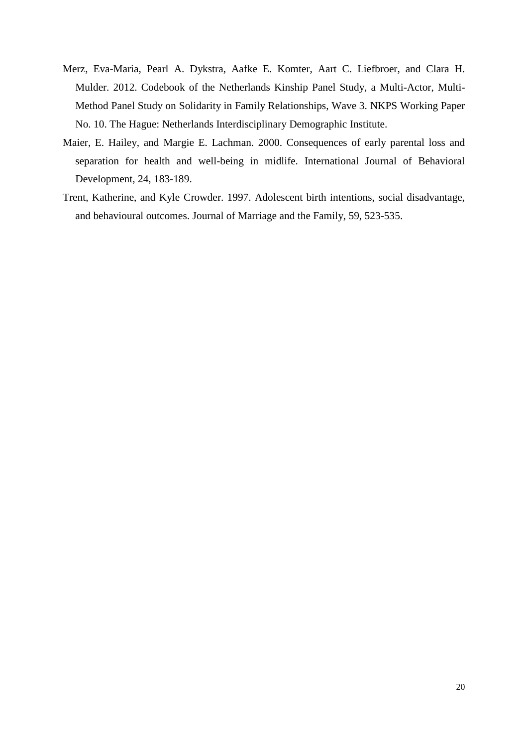Merz, Eva-Maria, Pearl A. Dykstra, Aafke E. Komter, Aart C. Liefbroer, and Clara H. Mulder. 2012. Codebook of the Netherlands Kinship Panel Study, a Multi-Actor, Multi-Method Panel Study on Solidarity in Family Relationships, Wave 3. NKPS Working Paper No. 10. The Hague: Netherlands Interdisciplinary Demographic Institute.

Maier, E. Hailey, and Margie E. Lachman. 2000. Consequences of early parental loss and separation for health and well-being in midlife. International Journal of Behavioral Development, 24, 183-189.

Trent, Katherine, and Kyle Crowder. 1997. Adolescent birth intentions, social disadvantage, and behavioural outcomes. Journal of Marriage and the Family, 59, 523-535.